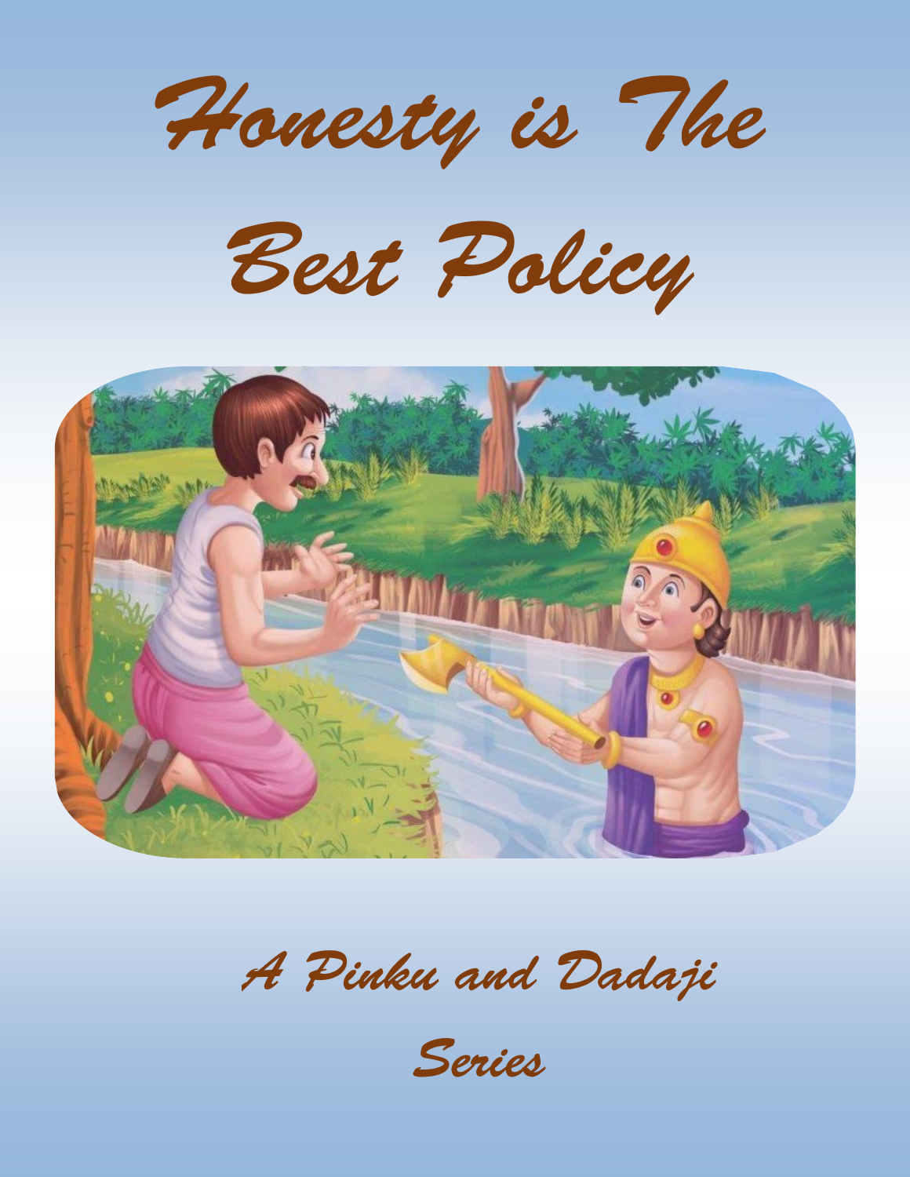# Honesty is The Best Policy

*A Pinku and Dadaji Series*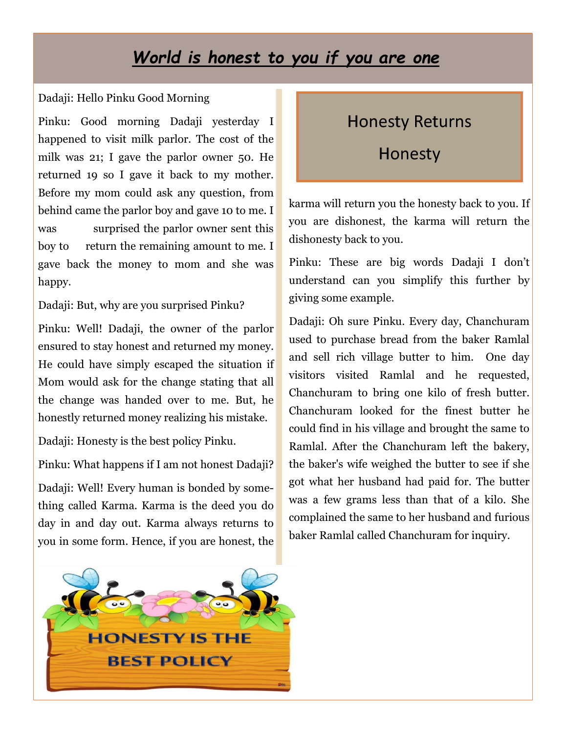# *World is honest to you if you are one*

Dadaji: Hello Pinku Good Morning

Pinku: Good morning Dadaji yesterday I happened to visit milk parlor. The cost of the milk was 21; I gave the parlor owner 50. He returned 19 so I gave it back to my mother. Before my mom could ask any question, from behind came the parlor boy and gave 10 to me. I was surprised the parlor owner sent this boy to return the remaining amount to me. I gave back the money to mom and she was happy.

Dadaji: But, why are you surprised Pinku?

Pinku: Well! Dadaji, the owner of the parlor ensured to stay honest and returned my money. He could have simply escaped the situation if Mom would ask for the change stating that all the change was handed over to me. But, he honestly returned money realizing his mistake.

Dadaji: Honesty is the best policy Pinku.

Pinku: What happens if I am not honest Dadaji?

Dadaji: Well! Every human is bonded by something called Karma. Karma is the deed you do day in and day out. Karma always returns to you in some form. Hence, if you are honest, the karma will return you the honesty back to you. If you are dishonest, the karma will return the dishonesty back to you.

> Honesty Returns Honesty

Pinku: These are big words Dadaji I don't understand can you simplify this further by giving some example.

Dadaji: Oh sure Pinku. Every day, Chanchuram used to purchase bread from the baker Ramlal and sell rich village butter to him. One day visitors visited Ramlal and he requested, Chanchuram to bring one kilo of fresh butter. Chanchuram looked for the finest butter he could find in his village and brought the same to Ramlal. After the Chanchuram left the bakery, the baker's wife weighed the butter to see if she got what her husband had paid for. The butter was a few grams less than that of a kilo. She complained the same to her husband and furious baker Ramlal called Chanchuram for inquiry.

HONESTY IS THE BEST POLICY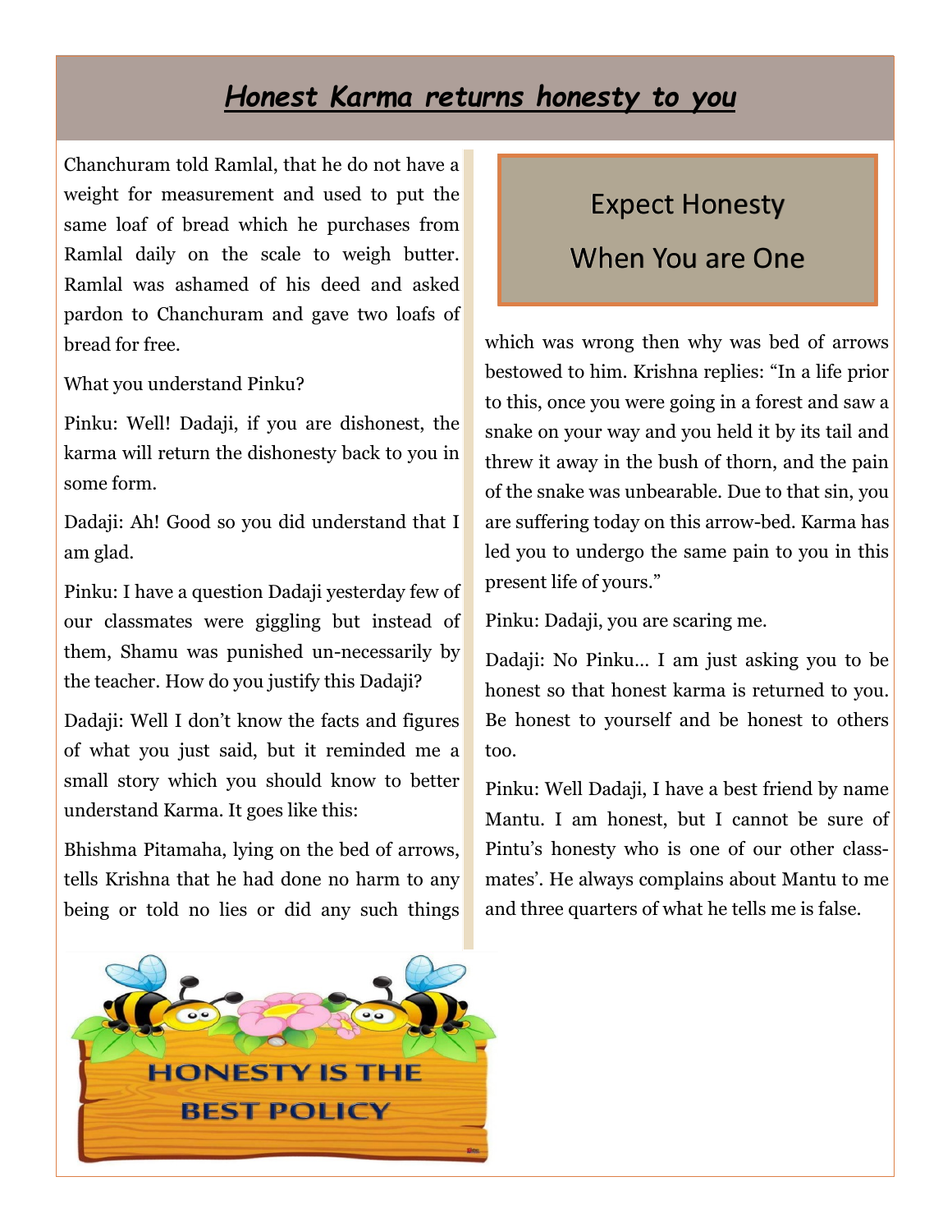# *Honest Karma returns honesty to you*

Chanchuram told Ramlal, that he do not have a weight for measurement and used to put the same loaf of bread which he purchases from Ramlal daily on the scale to weigh butter. Ramlal was ashamed of his deed and asked pardon to Chanchuram and gave two loafs of bread for free.

What you understand Pinku?

Pinku: Well! Dadaji, if you are dishonest, the karma will return the dishonesty back to you in some form.

Dadaji: Ah! Good so you did understand that I am glad.

Pinku: I have a question Dadaji yesterday few of our classmates were giggling but instead of them, Shamu was punished un-necessarily by the teacher. How do you justify this Dadaji?

Dadaji: Well I don't know the facts and figures of what you just said, but it reminded me a small story which you should know to better understand Karma. It goes like this:

Bhishma Pitamaha, lying on the bed of arrows, tells Krishna that he had done no harm to any being or told no lies or did any such things which was wrong then why was bed of arrows bestowed to him. Krishna replies: "In a life prior to this, once you were going in a forest and saw a snake on your way and you held it by its tail and threw it away in the bush of thorn, and the pain of the snake was unbearable. Due to that sin, you are suffering today on this arrow-bed. Karma has led you to undergo the same pain to you in this present life of yours."

Pinku: Dadaji, you are scaring me.

Dadaji: No Pinku… I am just asking you to be honest so that honest karma is returned to you. Be honest to yourself and be honest to others too.

Pinku: Well Dadaji, I have a best friend by name Mantu. I am honest, but I cannot be sure of Pintu's honesty who is one of our other class-mates'. He always complains about Mantu to me and three quarters of what he tells me is false.

> Expect Honesty
> When You are One

HONESTY IS THE BEST POLICY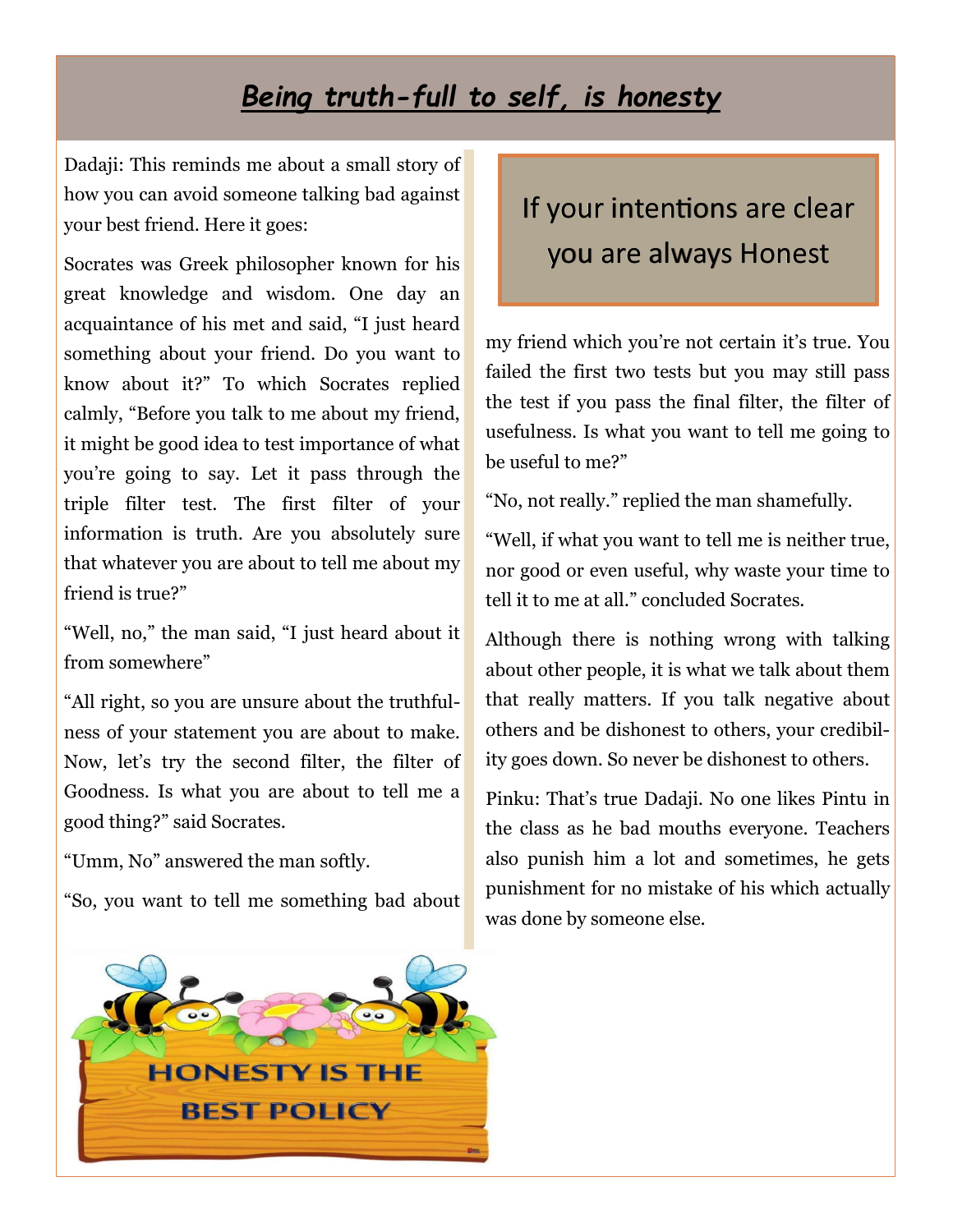# *Being truth-full to self, is honesty*

Dadaji: This reminds me about a small story of how you can avoid someone talking bad against your best friend. Here it goes:

Socrates was Greek philosopher known for his great knowledge and wisdom. One day an acquaintance of his met and said, "I just heard something about your friend. Do you want to know about it?" To which Socrates replied calmly, "Before you talk to me about my friend, it might be good idea to test importance of what you're going to say. Let it pass through the triple filter test. The first filter of your information is truth. Are you absolutely sure that whatever you are about to tell me about my friend is true?"

"Well, no," the man said, "I just heard about it from somewhere"

"All right, so you are unsure about the truthfulness of your statement you are about to make. Now, let's try the second filter, the filter of Goodness. Is what you are about to tell me a good thing?" said Socrates.

"Umm, No" answered the man softly.

"So, you want to tell me something bad about my friend which you're not certain it's true. You failed the first two tests but you may still pass the test if you pass the final filter, the filter of usefulness. Is what you want to tell me going to be useful to me?"

"No, not really." replied the man shamefully.

"Well, if what you want to tell me is neither true, nor good or even useful, why waste your time to tell it to me at all." concluded Socrates.

Although there is nothing wrong with talking about other people, it is what we talk about them that really matters. If you talk negative about others and be dishonest to others, your credibility goes down. So never be dishonest to others.

Pinku: That's true Dadaji. No one likes Pintu in the class as he bad mouths everyone. Teachers also punish him a lot and sometimes, he gets punishment for no mistake of his which actually was done by someone else.

> If your intentions are clear you are always Honest

HONESTY IS THE BEST POLICY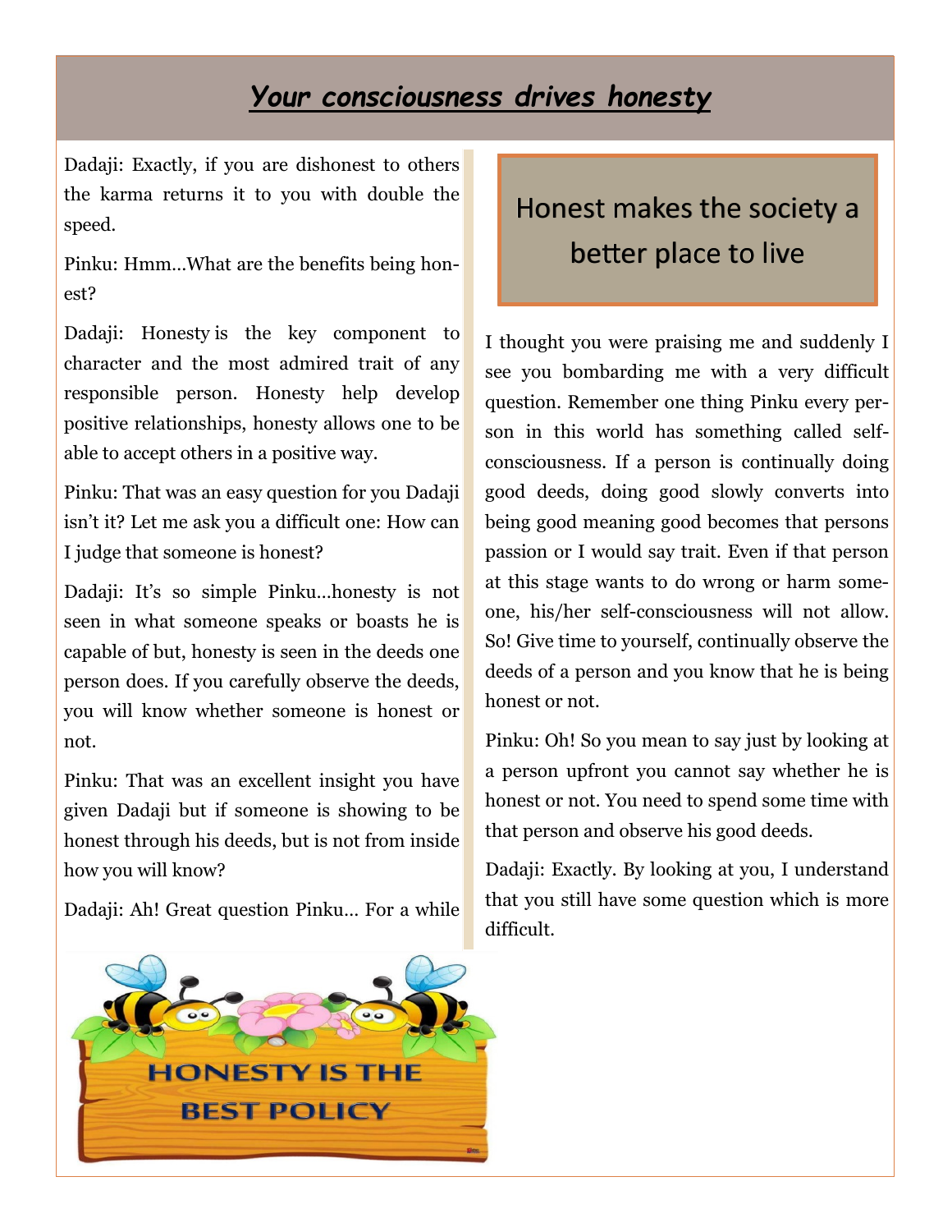## ***Your consciousness drives honesty***

Dadaji: Exactly, if you are dishonest to others the karma returns it to you with double the speed.

Pinku: Hmm…What are the benefits being honest?

Dadaji: Honesty is the key component to character and the most admired trait of any responsible person. Honesty help develop positive relationships, honesty allows one to be able to accept others in a positive way.

Pinku: That was an easy question for you Dadaji isn't it? Let me ask you a difficult one: How can I judge that someone is honest?

Dadaji: It's so simple Pinku…honesty is not seen in what someone speaks or boasts he is capable of but, honesty is seen in the deeds one person does. If you carefully observe the deeds, you will know whether someone is honest or not.

Pinku: That was an excellent insight you have given Dadaji but if someone is showing to be honest through his deeds, but is not from inside how you will know?

Dadaji: Ah! Great question Pinku… For a while I thought you were praising me and suddenly I see you bombarding me with a very difficult question. Remember one thing Pinku every person in this world has something called self-consciousness. If a person is continually doing good deeds, doing good slowly converts into being good meaning good becomes that persons passion or I would say trait. Even if that person at this stage wants to do wrong or harm someone, his/her self-consciousness will not allow. So! Give time to yourself, continually observe the deeds of a person and you know that he is being honest or not.

Pinku: Oh! So you mean to say just by looking at a person upfront you cannot say whether he is honest or not. You need to spend some time with that person and observe his good deeds.

Dadaji: Exactly. By looking at you, I understand that you still have some question which is more difficult.

> Honest makes the society a better place to live

HONESTY IS THE BEST POLICY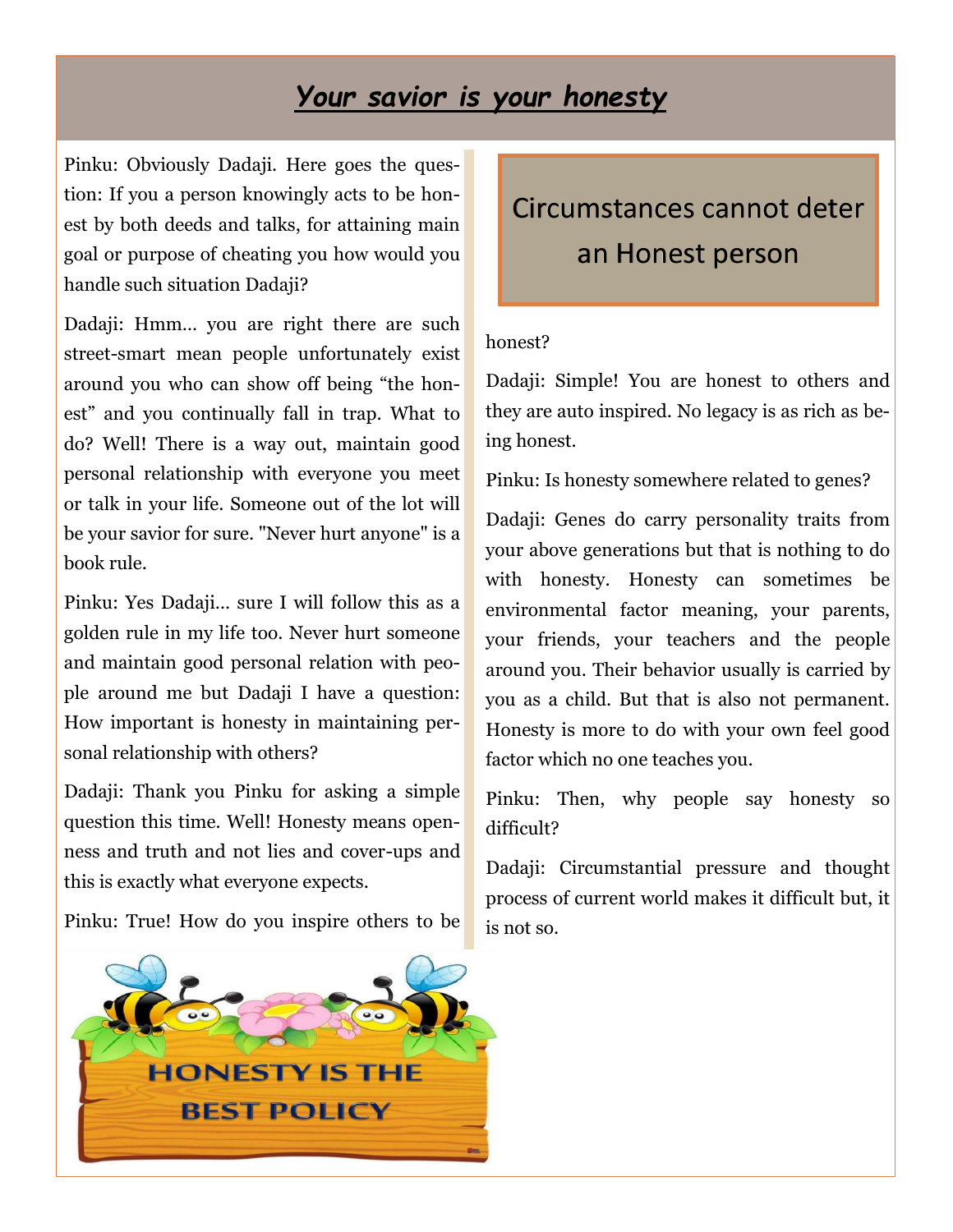# *Your savior is your honesty*

Pinku: Obviously Dadaji. Here goes the question: If you a person knowingly acts to be honest by both deeds and talks, for attaining main goal or purpose of cheating you how would you handle such situation Dadaji?

Dadaji: Hmm... you are right there are such street-smart mean people unfortunately exist around you who can show off being "the honest" and you continually fall in trap. What to do? Well! There is a way out, maintain good personal relationship with everyone you meet or talk in your life. Someone out of the lot will be your savior for sure. "Never hurt anyone" is a book rule.

Pinku: Yes Dadaji... sure I will follow this as a golden rule in my life too. Never hurt someone and maintain good personal relation with people around me but Dadaji I have a question: How important is honesty in maintaining personal relationship with others?

Dadaji: Thank you Pinku for asking a simple question this time. Well! Honesty means openness and truth and not lies and cover-ups and this is exactly what everyone expects.

Pinku: True! How do you inspire others to be honest?

Dadaji: Simple! You are honest to others and they are auto inspired. No legacy is as rich as being honest.

Pinku: Is honesty somewhere related to genes?

Dadaji: Genes do carry personality traits from your above generations but that is nothing to do with honesty. Honesty can sometimes be environmental factor meaning, your parents, your friends, your teachers and the people around you. Their behavior usually is carried by you as a child. But that is also not permanent. Honesty is more to do with your own feel good factor which no one teaches you.

Pinku: Then, why people say honesty so difficult?

Dadaji: Circumstantial pressure and thought process of current world makes it difficult but, it is not so.

> Circumstances cannot deter an Honest person

HONESTY IS THE BEST POLICY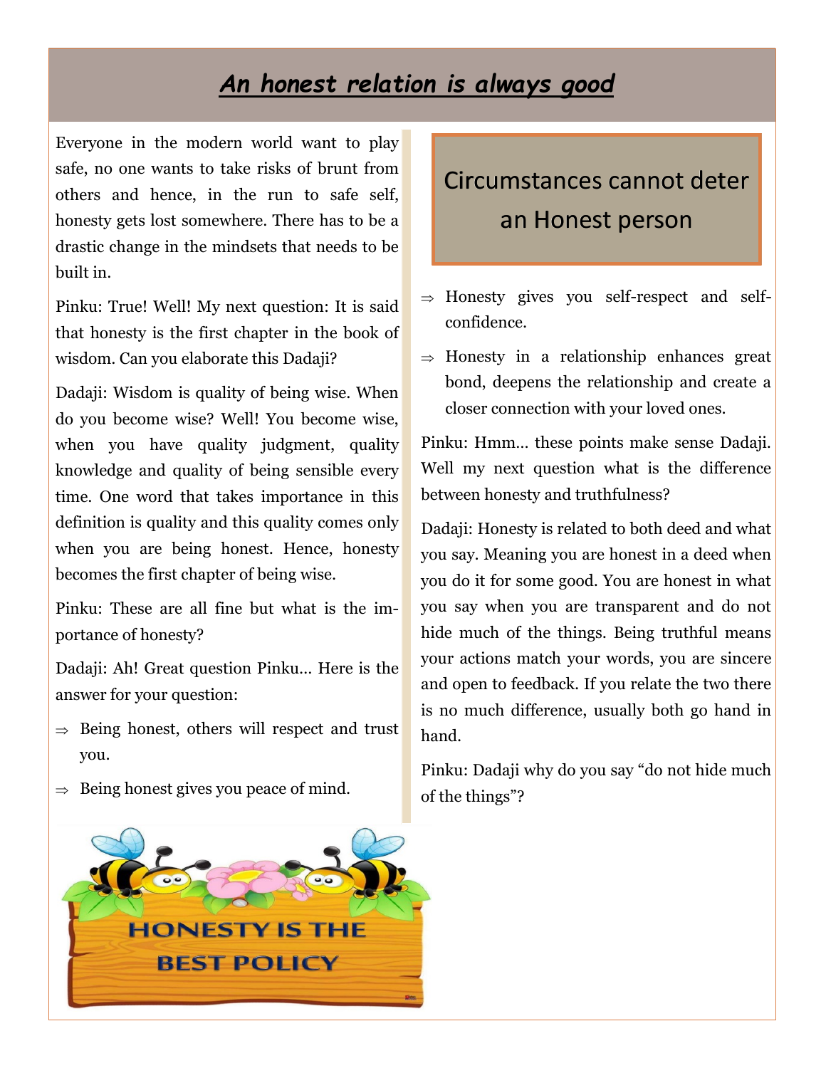## *An honest relation is always good*

Everyone in the modern world want to play safe, no one wants to take risks of brunt from others and hence, in the run to safe self, honesty gets lost somewhere. There has to be a drastic change in the mindsets that needs to be built in.

Pinku: True! Well! My next question: It is said that honesty is the first chapter in the book of wisdom. Can you elaborate this Dadaji?

Dadaji: Wisdom is quality of being wise. When do you become wise? Well! You become wise, when you have quality judgment, quality knowledge and quality of being sensible every time. One word that takes importance in this definition is quality and this quality comes only when you are being honest. Hence, honesty becomes the first chapter of being wise.

Pinku: These are all fine but what is the importance of honesty?

Dadaji: Ah! Great question Pinku… Here is the answer for your question:

- ⇒ Being honest, others will respect and trust you.
- ⇒ Being honest gives you peace of mind.

HONESTY IS THE BEST POLICY

### Circumstances cannot deter an Honest person

- ⇒ Honesty gives you self-respect and self-confidence.
- ⇒ Honesty in a relationship enhances great bond, deepens the relationship and create a closer connection with your loved ones.

Pinku: Hmm… these points make sense Dadaji. Well my next question what is the difference between honesty and truthfulness?

Dadaji: Honesty is related to both deed and what you say. Meaning you are honest in a deed when you do it for some good. You are honest in what you say when you are transparent and do not hide much of the things. Being truthful means your actions match your words, you are sincere and open to feedback. If you relate the two there is no much difference, usually both go hand in hand.

Pinku: Dadaji why do you say "do not hide much of the things"?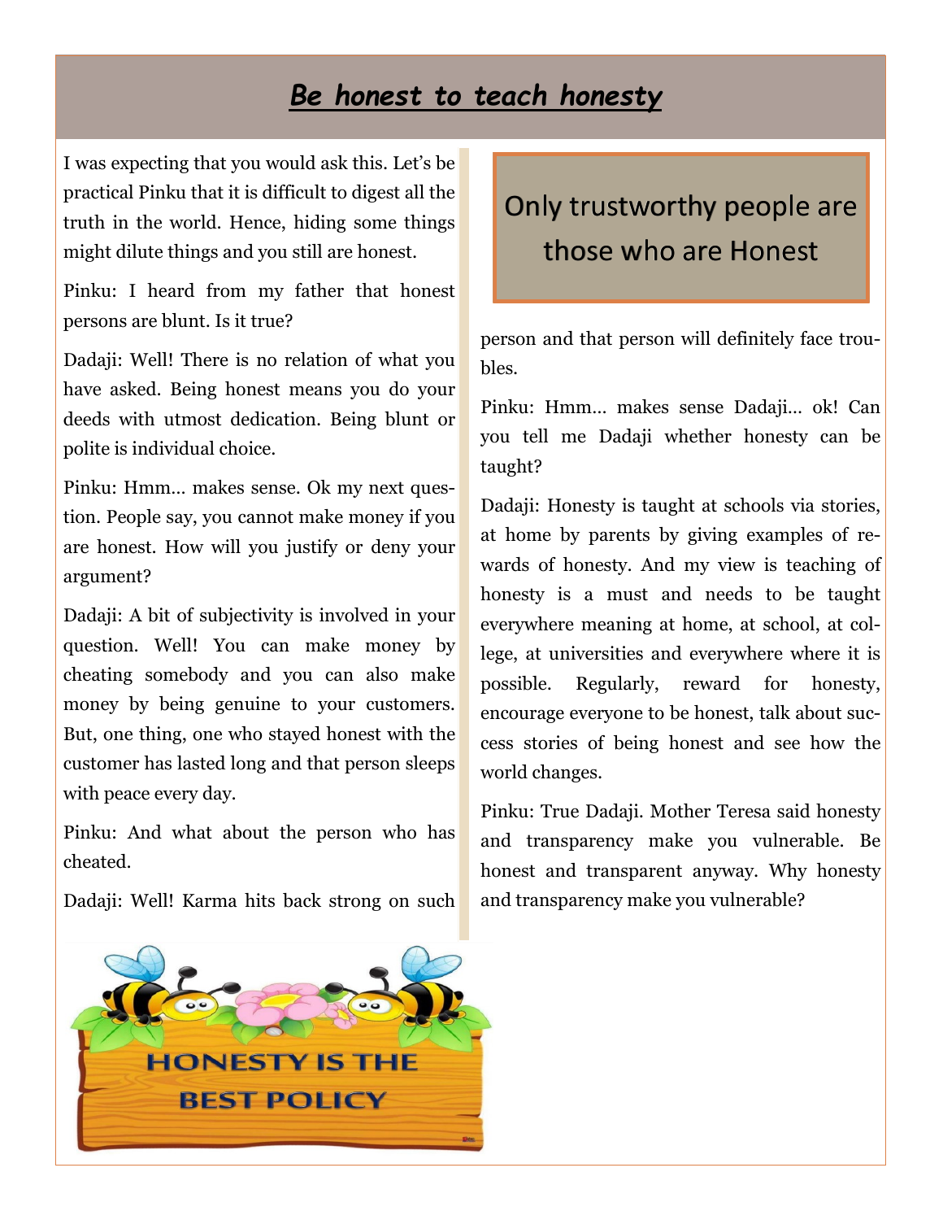# *Be honest to teach honesty*

I was expecting that you would ask this. Let's be practical Pinku that it is difficult to digest all the truth in the world. Hence, hiding some things might dilute things and you still are honest.

Pinku: I heard from my father that honest persons are blunt. Is it true?

Dadaji: Well! There is no relation of what you have asked. Being honest means you do your deeds with utmost dedication. Being blunt or polite is individual choice.

Pinku: Hmm… makes sense. Ok my next question. People say, you cannot make money if you are honest. How will you justify or deny your argument?

Dadaji: A bit of subjectivity is involved in your question. Well! You can make money by cheating somebody and you can also make money by being genuine to your customers. But, one thing, one who stayed honest with the customer has lasted long and that person sleeps with peace every day.

Pinku: And what about the person who has cheated.

Dadaji: Well! Karma hits back strong on such person and that person will definitely face troubles.

> Only trustworthy people are those who are Honest

Pinku: Hmm… makes sense Dadaji… ok! Can you tell me Dadaji whether honesty can be taught?

Dadaji: Honesty is taught at schools via stories, at home by parents by giving examples of rewards of honesty. And my view is teaching of honesty is a must and needs to be taught everywhere meaning at home, at school, at college, at universities and everywhere where it is possible. Regularly, reward for honesty, encourage everyone to be honest, talk about success stories of being honest and see how the world changes.

Pinku: True Dadaji. Mother Teresa said honesty and transparency make you vulnerable. Be honest and transparent anyway. Why honesty and transparency make you vulnerable?

HONESTY IS THE BEST POLICY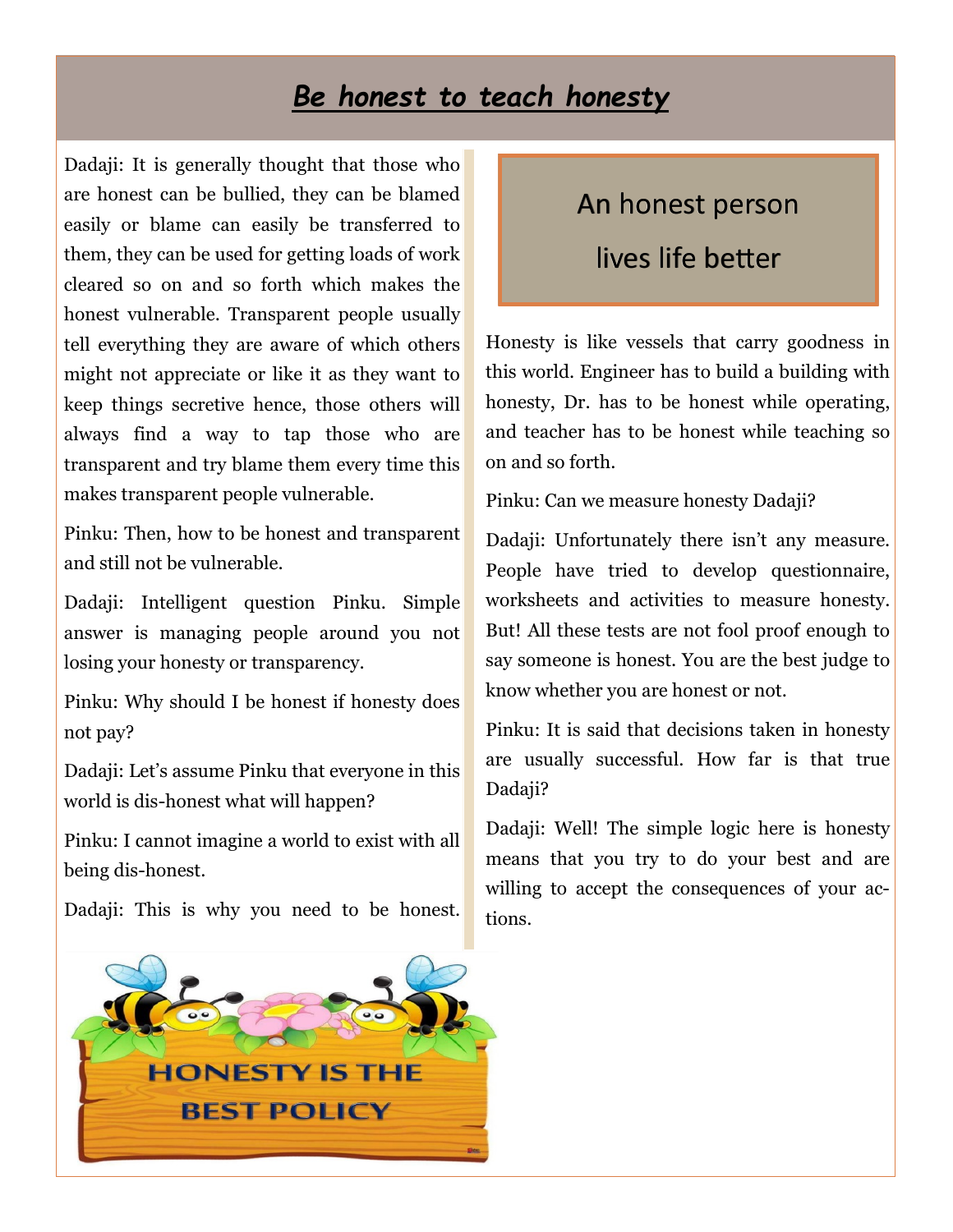# *Be honest to teach honesty*

Dadaji: It is generally thought that those who are honest can be bullied, they can be blamed easily or blame can easily be transferred to them, they can be used for getting loads of work cleared so on and so forth which makes the honest vulnerable. Transparent people usually tell everything they are aware of which others might not appreciate or like it as they want to keep things secretive hence, those others will always find a way to tap those who are transparent and try blame them every time this makes transparent people vulnerable.

Pinku: Then, how to be honest and transparent and still not be vulnerable.

Dadaji: Intelligent question Pinku. Simple answer is managing people around you not losing your honesty or transparency.

Pinku: Why should I be honest if honesty does not pay?

Dadaji: Let's assume Pinku that everyone in this world is dis-honest what will happen?

Pinku: I cannot imagine a world to exist with all being dis-honest.

Dadaji: This is why you need to be honest.

HONESTY IS THE BEST POLICY

## An honest person lives life better

Honesty is like vessels that carry goodness in this world. Engineer has to build a building with honesty, Dr. has to be honest while operating, and teacher has to be honest while teaching so on and so forth.

Pinku: Can we measure honesty Dadaji?

Dadaji: Unfortunately there isn't any measure. People have tried to develop questionnaire, worksheets and activities to measure honesty. But! All these tests are not fool proof enough to say someone is honest. You are the best judge to know whether you are honest or not.

Pinku: It is said that decisions taken in honesty are usually successful. How far is that true Dadaji?

Dadaji: Well! The simple logic here is honesty means that you try to do your best and are willing to accept the consequences of your actions.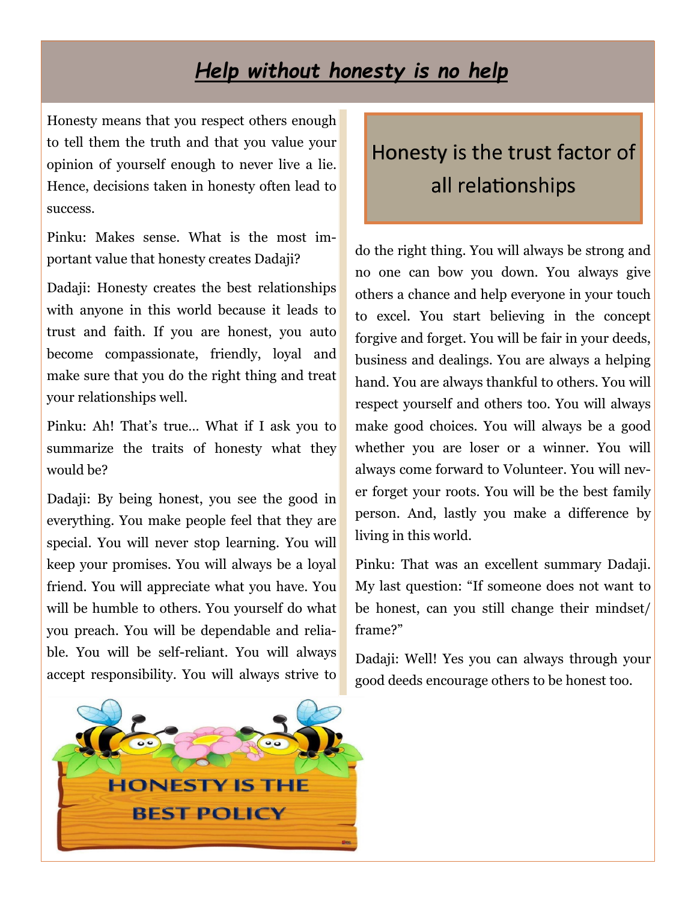# *Help without honesty is no help*

Honesty means that you respect others enough to tell them the truth and that you value your opinion of yourself enough to never live a lie. Hence, decisions taken in honesty often lead to success.

Pinku: Makes sense. What is the most important value that honesty creates Dadaji?

Dadaji: Honesty creates the best relationships with anyone in this world because it leads to trust and faith. If you are honest, you auto become compassionate, friendly, loyal and make sure that you do the right thing and treat your relationships well.

Pinku: Ah! That's true... What if I ask you to summarize the traits of honesty what they would be?

Dadaji: By being honest, you see the good in everything. You make people feel that they are special. You will never stop learning. You will keep your promises. You will always be a loyal friend. You will appreciate what you have. You will be humble to others. You yourself do what you preach. You will be dependable and reliable. You will be self-reliant. You will always accept responsibility. You will always strive to do the right thing. You will always be strong and no one can bow you down. You always give others a chance and help everyone in your touch to excel. You start believing in the concept forgive and forget. You will be fair in your deeds, business and dealings. You are always a helping hand. You are always thankful to others. You will respect yourself and others too. You will always make good choices. You will always be a good whether you are loser or a winner. You will always come forward to Volunteer. You will never forget your roots. You will be the best family person. And, lastly you make a difference by living in this world.

HONESTY IS THE BEST POLICY

Honesty is the trust factor of all relationships

Pinku: That was an excellent summary Dadaji. My last question: "If someone does not want to be honest, can you still change their mindset/ frame?"

Dadaji: Well! Yes you can always through your good deeds encourage others to be honest too.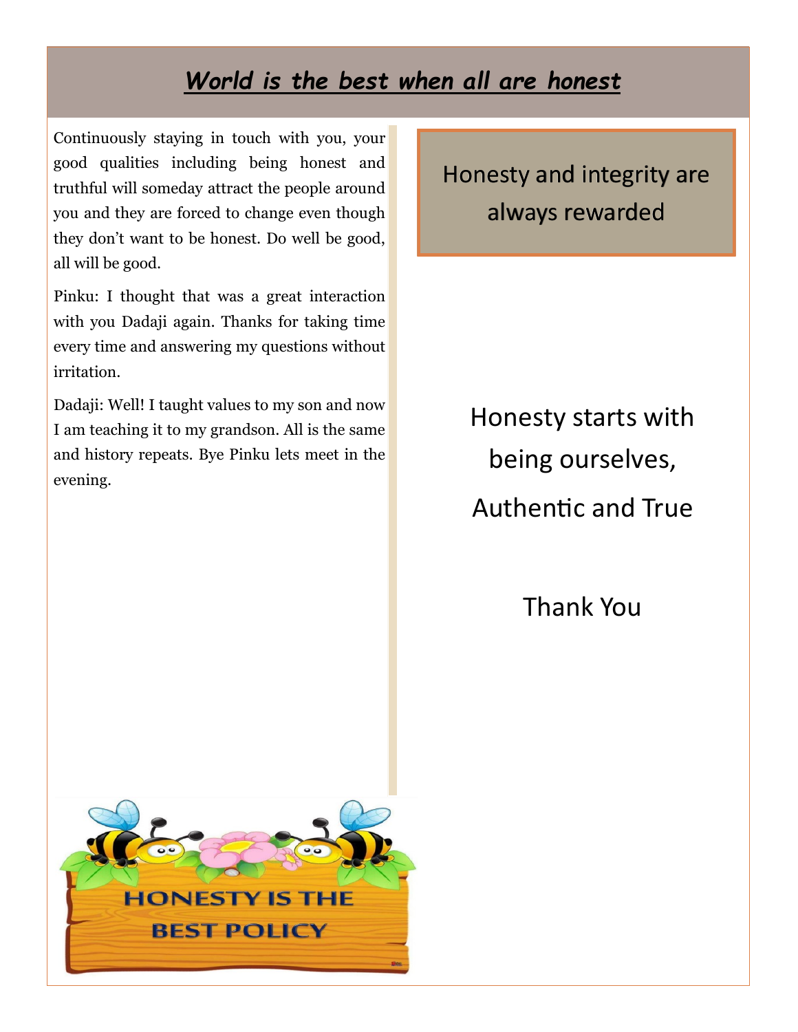# *World is the best when all are honest*

Continuously staying in touch with you, your good qualities including being honest and truthful will someday attract the people around you and they are forced to change even though they don't want to be honest. Do well be good, all will be good.

Pinku: I thought that was a great interaction with you Dadaji again. Thanks for taking time every time and answering my questions without irritation.

Dadaji: Well! I taught values to my son and now I am teaching it to my grandson. All is the same and history repeats. Bye Pinku lets meet in the evening.

HONESTY IS THE BEST POLICY

Honesty and integrity are always rewarded

Honesty starts with being ourselves, Authentic and True

Thank You